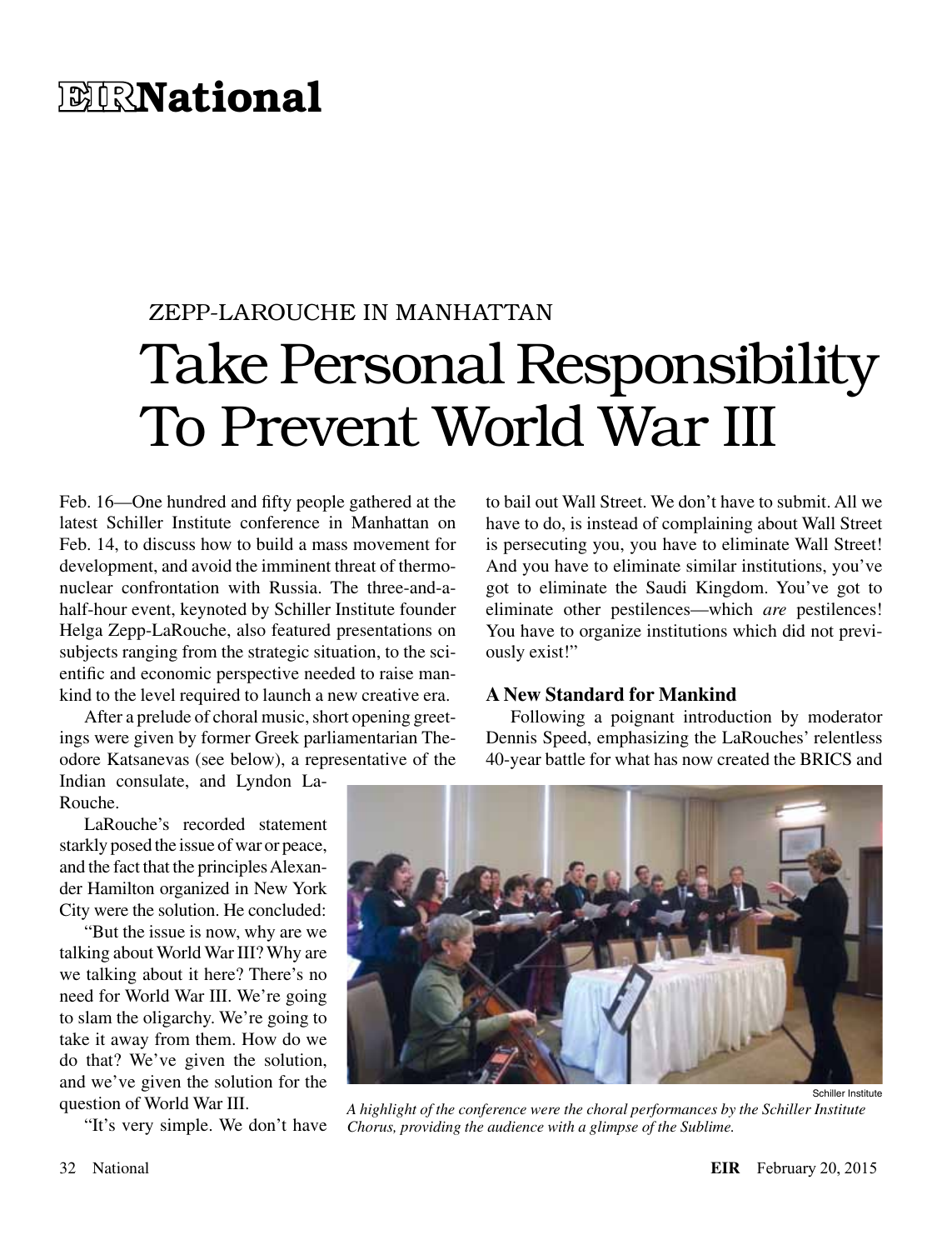# EIR National

ZEPP-LAROUCHE IN MANHATTAN

# Take Personal Responsibility To Prevent World War III

Feb. 16—One hundred and fifty people gathered at the latest Schiller Institute conference in Manhattan on Feb. 14, to discuss how to build a mass movement for development, and avoid the imminent threat of thermonuclear confrontation with Russia. The three-and-a-half-hour event, keynoted by Schiller Institute founder Helga Zepp-LaRouche, also featured presentations on subjects ranging from the strategic situation, to the scientific and economic perspective needed to raise mankind to the level required to launch a new creative era.

After a prelude of choral music, short opening greetings were given by former Greek parliamentarian Theodore Katsanevas (see below), a representative of the Indian consulate, and Lyndon LaRouche.

LaRouche's recorded statement starkly posed the issue of war or peace, and the fact that the principles Alexander Hamilton organized in New York City were the solution. He concluded:

"But the issue is now, why are we talking about World War III? Why are we talking about it here? There's no need for World War III. We're going to slam the oligarchy. We're going to take it away from them. How do we do that? We've given the solution, and we've given the solution for the question of World War III.

"It's very simple. We don't have to bail out Wall Street. We don't have to submit. All we have to do, is instead of complaining about Wall Street is persecuting you, you have to eliminate Wall Street! And you have to eliminate similar institutions, you've got to eliminate the Saudi Kingdom. You've got to eliminate other pestilences—which *are* pestilences! You have to organize institutions which did not previously exist!"

### A New Standard for Mankind

Following a poignant introduction by moderator Dennis Speed, emphasizing the LaRouches' relentless 40-year battle for what has now created the BRICS and

Schiller Institute

*A highlight of the conference were the choral performances by the Schiller Institute Chorus, providing the audience with a glimpse of the Sublime.*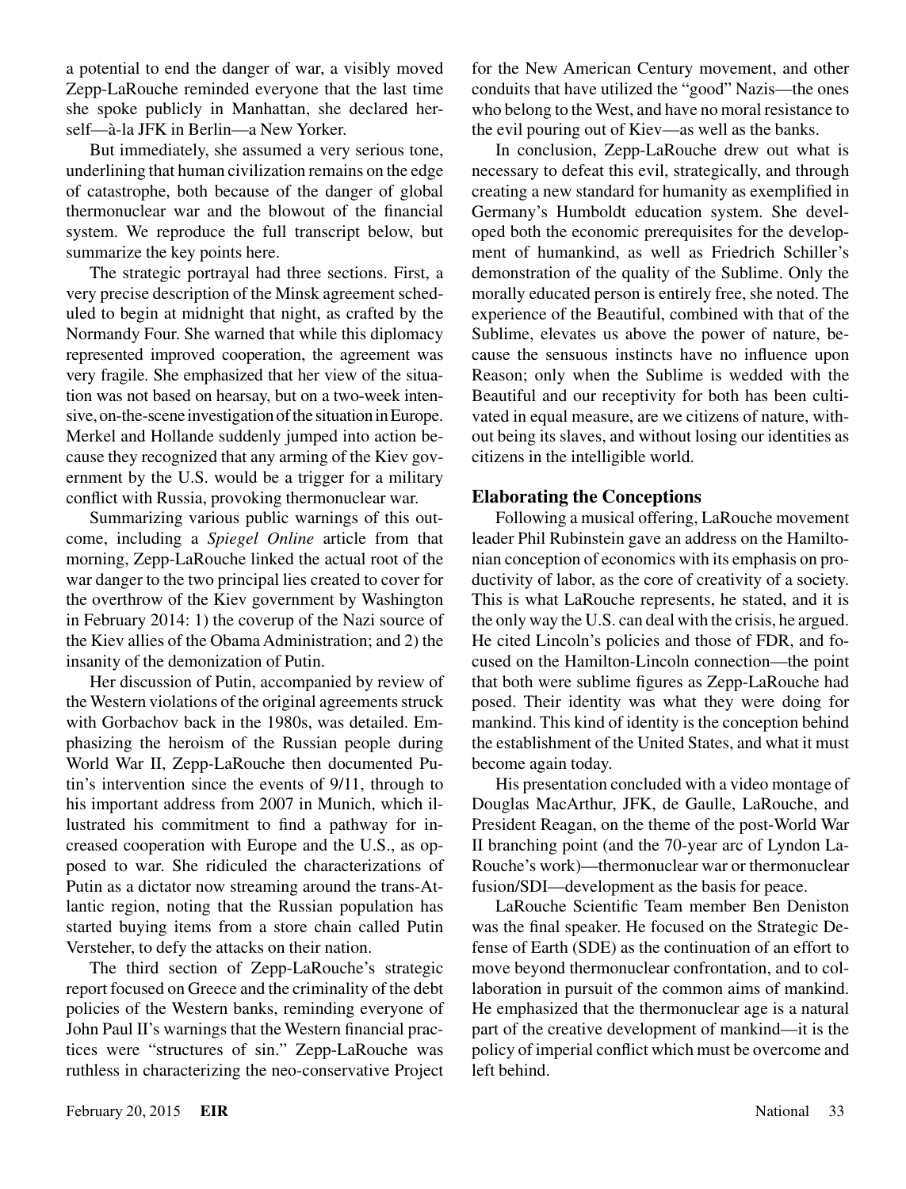a potential to end the danger of war, a visibly moved Zepp-LaRouche reminded everyone that the last time she spoke publicly in Manhattan, she declared herself—à-la JFK in Berlin—a New Yorker.

But immediately, she assumed a very serious tone, underlining that human civilization remains on the edge of catastrophe, both because of the danger of global thermonuclear war and the blowout of the financial system. We reproduce the full transcript below, but summarize the key points here.

The strategic portrayal had three sections. First, a very precise description of the Minsk agreement scheduled to begin at midnight that night, as crafted by the Normandy Four. She warned that while this diplomacy represented improved cooperation, the agreement was very fragile. She emphasized that her view of the situation was not based on hearsay, but on a two-week intensive, on-the-scene investigation of the situation in Europe. Merkel and Hollande suddenly jumped into action because they recognized that any arming of the Kiev government by the U.S. would be a trigger for a military conflict with Russia, provoking thermonuclear war.

Summarizing various public warnings of this outcome, including a *Spiegel Online* article from that morning, Zepp-LaRouche linked the actual root of the war danger to the two principal lies created to cover for the overthrow of the Kiev government by Washington in February 2014: 1) the coverup of the Nazi source of the Kiev allies of the Obama Administration; and 2) the insanity of the demonization of Putin.

Her discussion of Putin, accompanied by review of the Western violations of the original agreements struck with Gorbachov back in the 1980s, was detailed. Emphasizing the heroism of the Russian people during World War II, Zepp-LaRouche then documented Putin's intervention since the events of 9/11, through to his important address from 2007 in Munich, which illustrated his commitment to find a pathway for increased cooperation with Europe and the U.S., as opposed to war. She ridiculed the characterizations of Putin as a dictator now streaming around the trans-Atlantic region, noting that the Russian population has started buying items from a store chain called Putin Versteher, to defy the attacks on their nation.

The third section of Zepp-LaRouche's strategic report focused on Greece and the criminality of the debt policies of the Western banks, reminding everyone of John Paul II's warnings that the Western financial practices were "structures of sin." Zepp-LaRouche was ruthless in characterizing the neo-conservative Project for the New American Century movement, and other conduits that have utilized the "good" Nazis—the ones who belong to the West, and have no moral resistance to the evil pouring out of Kiev—as well as the banks.

In conclusion, Zepp-LaRouche drew out what is necessary to defeat this evil, strategically, and through creating a new standard for humanity as exemplified in Germany's Humboldt education system. She developed both the economic prerequisites for the development of humankind, as well as Friedrich Schiller's demonstration of the quality of the Sublime. Only the morally educated person is entirely free, she noted. The experience of the Beautiful, combined with that of the Sublime, elevates us above the power of nature, because the sensuous instincts have no influence upon Reason; only when the Sublime is wedded with the Beautiful and our receptivity for both has been cultivated in equal measure, are we citizens of nature, without being its slaves, and without losing our identities as citizens in the intelligible world.

### Elaborating the Conceptions

Following a musical offering, LaRouche movement leader Phil Rubinstein gave an address on the Hamiltonian conception of economics with its emphasis on productivity of labor, as the core of creativity of a society. This is what LaRouche represents, he stated, and it is the only way the U.S. can deal with the crisis, he argued. He cited Lincoln's policies and those of FDR, and focused on the Hamilton-Lincoln connection—the point that both were sublime figures as Zepp-LaRouche had posed. Their identity was what they were doing for mankind. This kind of identity is the conception behind the establishment of the United States, and what it must become again today.

His presentation concluded with a video montage of Douglas MacArthur, JFK, de Gaulle, LaRouche, and President Reagan, on the theme of the post-World War II branching point (and the 70-year arc of Lyndon LaRouche's work)—thermonuclear war or thermonuclear fusion/SDI—development as the basis for peace.

LaRouche Scientific Team member Ben Deniston was the final speaker. He focused on the Strategic Defense of Earth (SDE) as the continuation of an effort to move beyond thermonuclear confrontation, and to collaboration in pursuit of the common aims of mankind. He emphasized that the thermonuclear age is a natural part of the creative development of mankind—it is the policy of imperial conflict which must be overcome and left behind.